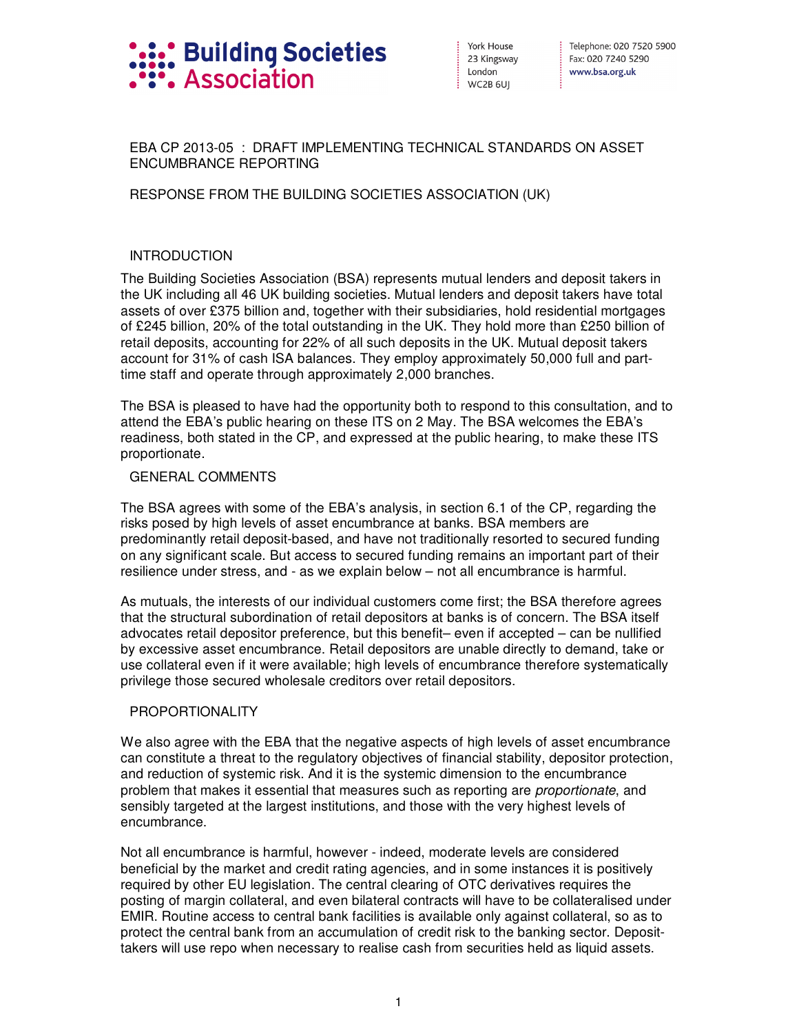Building Societies Association

York House
23 Kingsway
London
WC2B 6UJ

Telephone: 020 7520 5900
Fax: 020 7240 5290
www.bsa.org.uk

EBA CP 2013-05 : DRAFT IMPLEMENTING TECHNICAL STANDARDS ON ASSET ENCUMBRANCE REPORTING

RESPONSE FROM THE BUILDING SOCIETIES ASSOCIATION (UK)

## INTRODUCTION

The Building Societies Association (BSA) represents mutual lenders and deposit takers in the UK including all 46 UK building societies. Mutual lenders and deposit takers have total assets of over £375 billion and, together with their subsidiaries, hold residential mortgages of £245 billion, 20% of the total outstanding in the UK. They hold more than £250 billion of retail deposits, accounting for 22% of all such deposits in the UK. Mutual deposit takers account for 31% of cash ISA balances. They employ approximately 50,000 full and part-time staff and operate through approximately 2,000 branches.

The BSA is pleased to have had the opportunity both to respond to this consultation, and to attend the EBA's public hearing on these ITS on 2 May. The BSA welcomes the EBA's readiness, both stated in the CP, and expressed at the public hearing, to make these ITS proportionate.

## GENERAL COMMENTS

The BSA agrees with some of the EBA's analysis, in section 6.1 of the CP, regarding the risks posed by high levels of asset encumbrance at banks. BSA members are predominantly retail deposit-based, and have not traditionally resorted to secured funding on any significant scale. But access to secured funding remains an important part of their resilience under stress, and - as we explain below – not all encumbrance is harmful.

As mutuals, the interests of our individual customers come first; the BSA therefore agrees that the structural subordination of retail depositors at banks is of concern. The BSA itself advocates retail depositor preference, but this benefit– even if accepted – can be nullified by excessive asset encumbrance. Retail depositors are unable directly to demand, take or use collateral even if it were available; high levels of encumbrance therefore systematically privilege those secured wholesale creditors over retail depositors.

## PROPORTIONALITY

We also agree with the EBA that the negative aspects of high levels of asset encumbrance can constitute a threat to the regulatory objectives of financial stability, depositor protection, and reduction of systemic risk. And it is the systemic dimension to the encumbrance problem that makes it essential that measures such as reporting are *proportionate*, and sensibly targeted at the largest institutions, and those with the very highest levels of encumbrance.

Not all encumbrance is harmful, however - indeed, moderate levels are considered beneficial by the market and credit rating agencies, and in some instances it is positively required by other EU legislation. The central clearing of OTC derivatives requires the posting of margin collateral, and even bilateral contracts will have to be collateralised under EMIR. Routine access to central bank facilities is available only against collateral, so as to protect the central bank from an accumulation of credit risk to the banking sector. Deposit-takers will use repo when necessary to realise cash from securities held as liquid assets.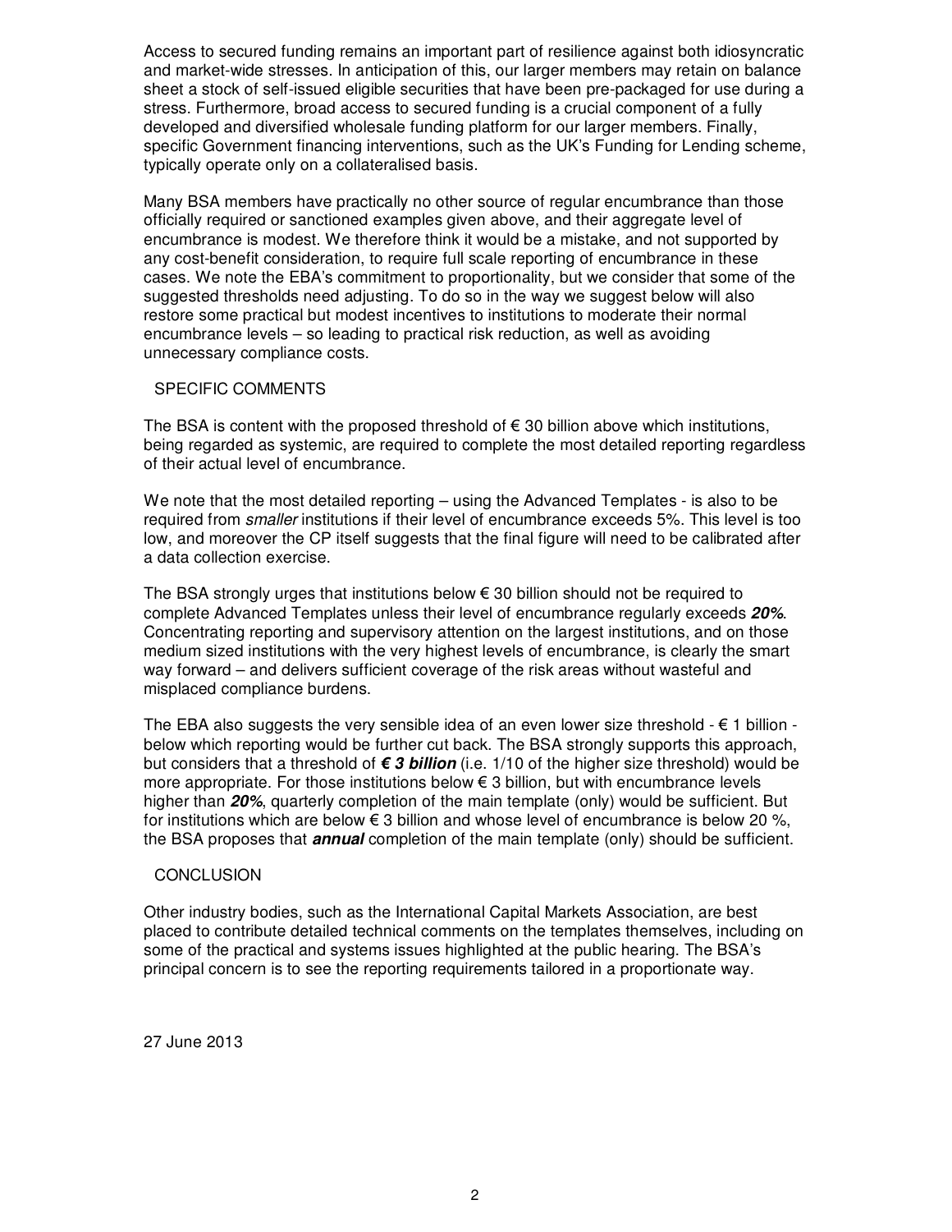Access to secured funding remains an important part of resilience against both idiosyncratic and market-wide stresses. In anticipation of this, our larger members may retain on balance sheet a stock of self-issued eligible securities that have been pre-packaged for use during a stress. Furthermore, broad access to secured funding is a crucial component of a fully developed and diversified wholesale funding platform for our larger members. Finally, specific Government financing interventions, such as the UK's Funding for Lending scheme, typically operate only on a collateralised basis.

Many BSA members have practically no other source of regular encumbrance than those officially required or sanctioned examples given above, and their aggregate level of encumbrance is modest. We therefore think it would be a mistake, and not supported by any cost-benefit consideration, to require full scale reporting of encumbrance in these cases. We note the EBA's commitment to proportionality, but we consider that some of the suggested thresholds need adjusting. To do so in the way we suggest below will also restore some practical but modest incentives to institutions to moderate their normal encumbrance levels – so leading to practical risk reduction, as well as avoiding unnecessary compliance costs.

## SPECIFIC COMMENTS

The BSA is content with the proposed threshold of € 30 billion above which institutions, being regarded as systemic, are required to complete the most detailed reporting regardless of their actual level of encumbrance.

We note that the most detailed reporting – using the Advanced Templates - is also to be required from *smaller* institutions if their level of encumbrance exceeds 5%. This level is too low, and moreover the CP itself suggests that the final figure will need to be calibrated after a data collection exercise.

The BSA strongly urges that institutions below € 30 billion should not be required to complete Advanced Templates unless their level of encumbrance regularly exceeds ***20%***. Concentrating reporting and supervisory attention on the largest institutions, and on those medium sized institutions with the very highest levels of encumbrance, is clearly the smart way forward – and delivers sufficient coverage of the risk areas without wasteful and misplaced compliance burdens.

The EBA also suggests the very sensible idea of an even lower size threshold - € 1 billion - below which reporting would be further cut back. The BSA strongly supports this approach, but considers that a threshold of ***€ 3 billion*** (i.e. 1/10 of the higher size threshold) would be more appropriate. For those institutions below € 3 billion, but with encumbrance levels higher than ***20%***, quarterly completion of the main template (only) would be sufficient. But for institutions which are below € 3 billion and whose level of encumbrance is below 20 %, the BSA proposes that ***annual*** completion of the main template (only) should be sufficient.

## CONCLUSION

Other industry bodies, such as the International Capital Markets Association, are best placed to contribute detailed technical comments on the templates themselves, including on some of the practical and systems issues highlighted at the public hearing. The BSA's principal concern is to see the reporting requirements tailored in a proportionate way.

27 June 2013